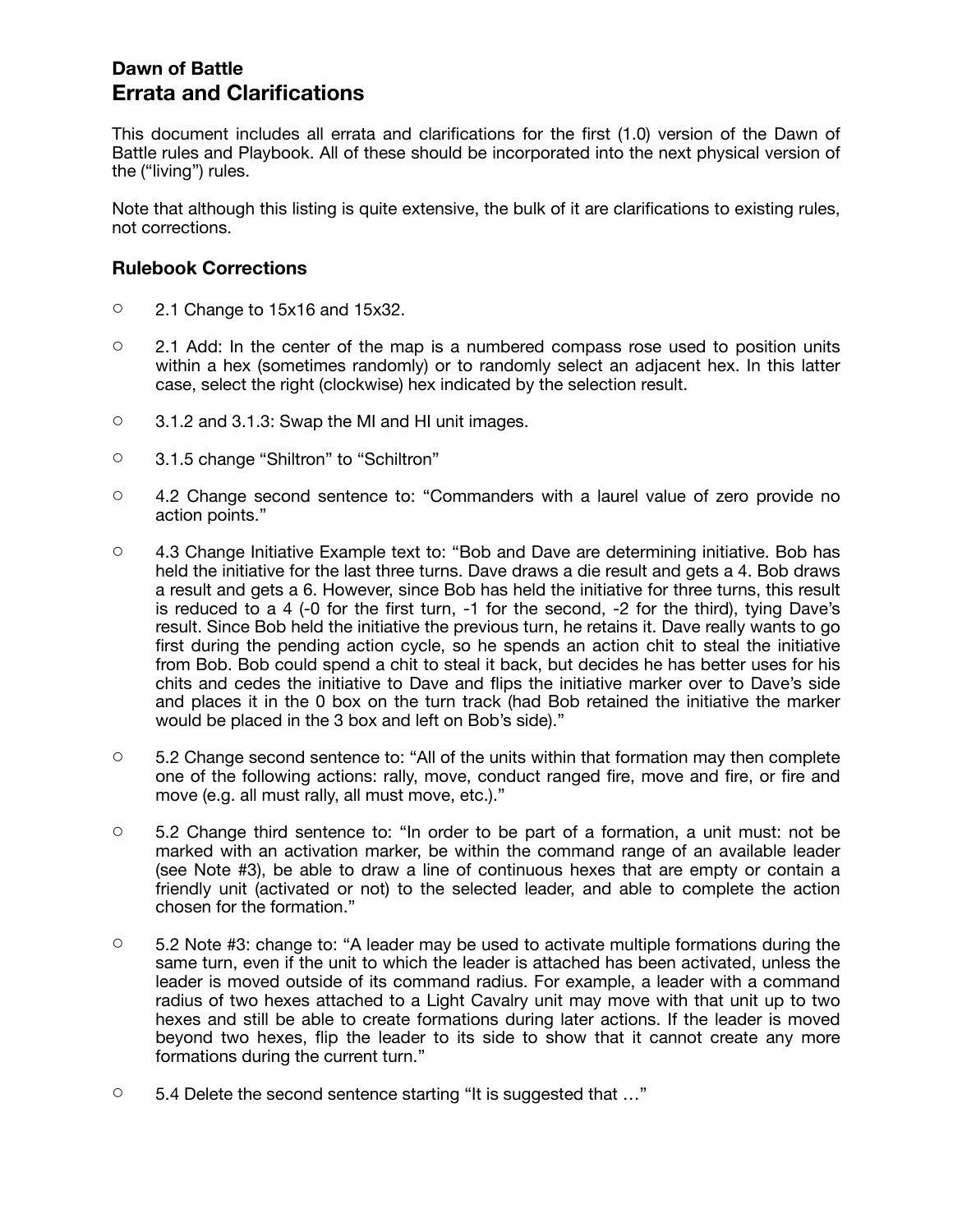**Dawn of Battle**

# Errata and Clarifications

This document includes all errata and clarifications for the first (1.0) version of the Dawn of Battle rules and Playbook. All of these should be incorporated into the next physical version of the ("living") rules.

Note that although this listing is quite extensive, the bulk of it are clarifications to existing rules, not corrections.

## Rulebook Corrections

- 2.1 Change to 15x16 and 15x32.
- 2.1 Add: In the center of the map is a numbered compass rose used to position units within a hex (sometimes randomly) or to randomly select an adjacent hex. In this latter case, select the right (clockwise) hex indicated by the selection result.
- 3.1.2 and 3.1.3: Swap the MI and HI unit images.
- 3.1.5 change "Shiltron" to "Schiltron"
- 4.2 Change second sentence to: "Commanders with a laurel value of zero provide no action points."
- 4.3 Change Initiative Example text to: "Bob and Dave are determining initiative. Bob has held the initiative for the last three turns. Dave draws a die result and gets a 4. Bob draws a result and gets a 6. However, since Bob has held the initiative for three turns, this result is reduced to a 4 (-0 for the first turn, -1 for the second, -2 for the third), tying Dave's result. Since Bob held the initiative the previous turn, he retains it. Dave really wants to go first during the pending action cycle, so he spends an action chit to steal the initiative from Bob. Bob could spend a chit to steal it back, but decides he has better uses for his chits and cedes the initiative to Dave and flips the initiative marker over to Dave's side and places it in the 0 box on the turn track (had Bob retained the initiative the marker would be placed in the 3 box and left on Bob's side)."
- 5.2 Change second sentence to: "All of the units within that formation may then complete one of the following actions: rally, move, conduct ranged fire, move and fire, or fire and move (e.g. all must rally, all must move, etc.)."
- 5.2 Change third sentence to: "In order to be part of a formation, a unit must: not be marked with an activation marker, be within the command range of an available leader (see Note #3), be able to draw a line of continuous hexes that are empty or contain a friendly unit (activated or not) to the selected leader, and able to complete the action chosen for the formation."
- 5.2 Note #3: change to: "A leader may be used to activate multiple formations during the same turn, even if the unit to which the leader is attached has been activated, unless the leader is moved outside of its command radius. For example, a leader with a command radius of two hexes attached to a Light Cavalry unit may move with that unit up to two hexes and still be able to create formations during later actions. If the leader is moved beyond two hexes, flip the leader to its side to show that it cannot create any more formations during the current turn."
- 5.4 Delete the second sentence starting "It is suggested that …"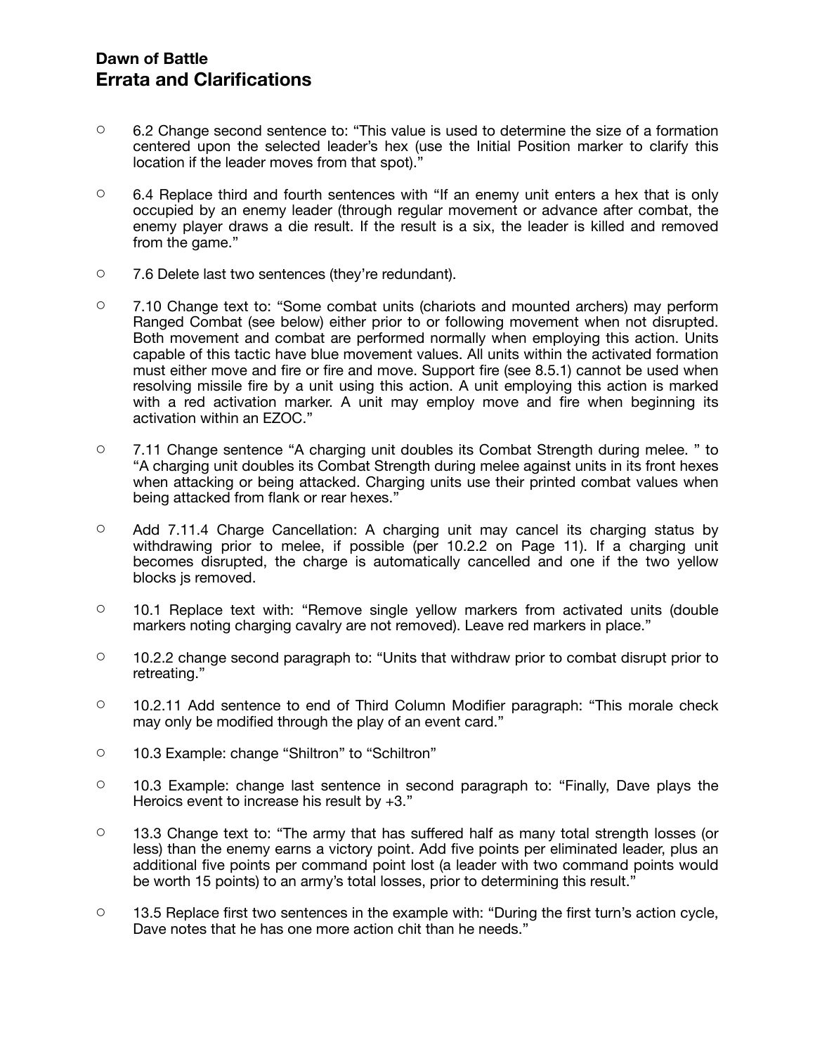# Dawn of Battle
## Errata and Clarifications

- 6.2 Change second sentence to: "This value is used to determine the size of a formation centered upon the selected leader's hex (use the Initial Position marker to clarify this location if the leader moves from that spot)."

- 6.4 Replace third and fourth sentences with "If an enemy unit enters a hex that is only occupied by an enemy leader (through regular movement or advance after combat, the enemy player draws a die result. If the result is a six, the leader is killed and removed from the game."

- 7.6 Delete last two sentences (they're redundant).

- 7.10 Change text to: "Some combat units (chariots and mounted archers) may perform Ranged Combat (see below) either prior to or following movement when not disrupted. Both movement and combat are performed normally when employing this action. Units capable of this tactic have blue movement values. All units within the activated formation must either move and fire or fire and move. Support fire (see 8.5.1) cannot be used when resolving missile fire by a unit using this action. A unit employing this action is marked with a red activation marker. A unit may employ move and fire when beginning its activation within an EZOC."

- 7.11 Change sentence "A charging unit doubles its Combat Strength during melee. " to "A charging unit doubles its Combat Strength during melee against units in its front hexes when attacking or being attacked. Charging units use their printed combat values when being attacked from flank or rear hexes."

- Add 7.11.4 Charge Cancellation: A charging unit may cancel its charging status by withdrawing prior to melee, if possible (per 10.2.2 on Page 11). If a charging unit becomes disrupted, the charge is automatically cancelled and one if the two yellow blocks js removed.

- 10.1 Replace text with: "Remove single yellow markers from activated units (double markers noting charging cavalry are not removed). Leave red markers in place."

- 10.2.2 change second paragraph to: "Units that withdraw prior to combat disrupt prior to retreating."

- 10.2.11 Add sentence to end of Third Column Modifier paragraph: "This morale check may only be modified through the play of an event card."

- 10.3 Example: change "Shiltron" to "Schiltron"

- 10.3 Example: change last sentence in second paragraph to: "Finally, Dave plays the Heroics event to increase his result by +3."

- 13.3 Change text to: "The army that has suffered half as many total strength losses (or less) than the enemy earns a victory point. Add five points per eliminated leader, plus an additional five points per command point lost (a leader with two command points would be worth 15 points) to an army's total losses, prior to determining this result."

- 13.5 Replace first two sentences in the example with: "During the first turn's action cycle, Dave notes that he has one more action chit than he needs."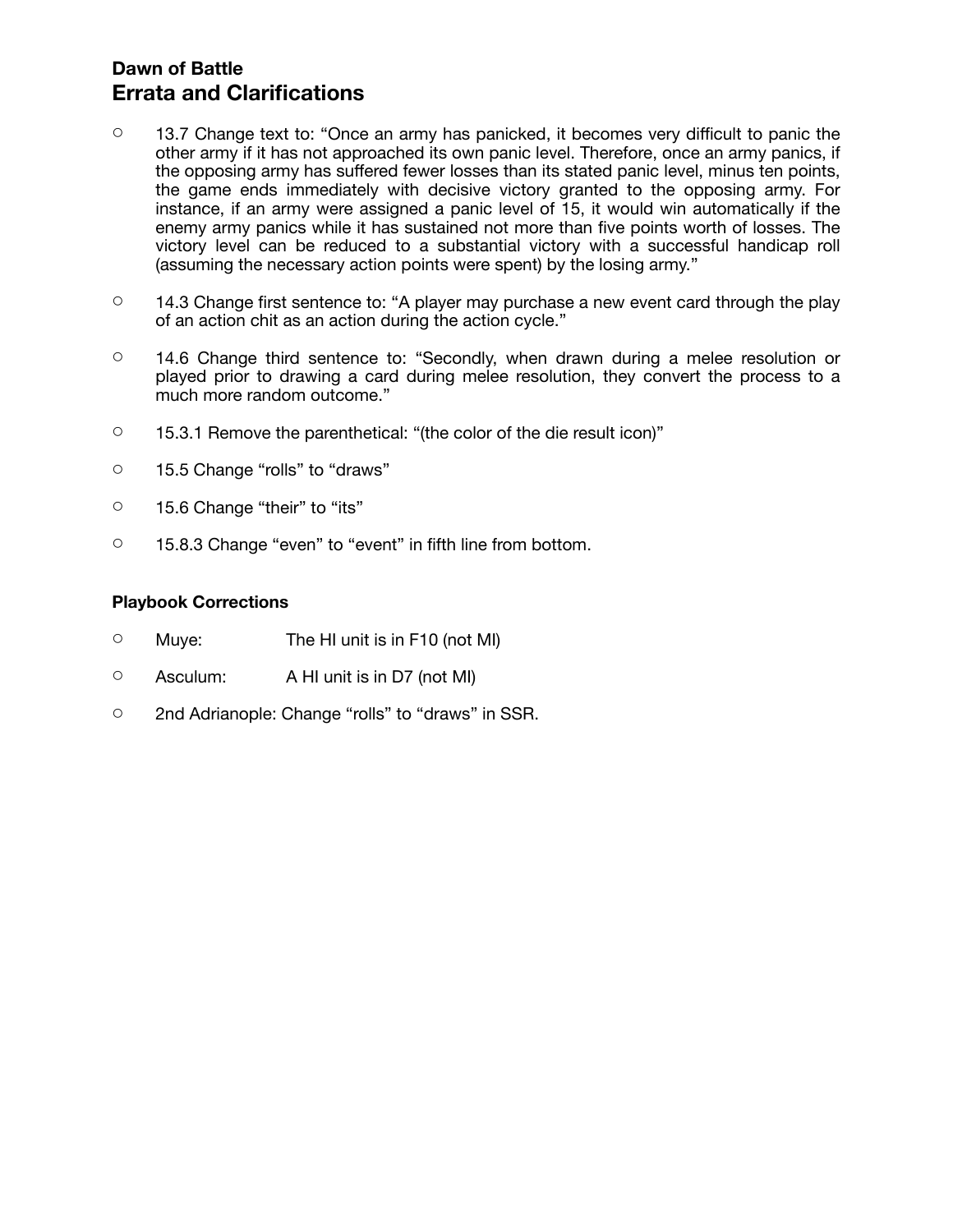**Dawn of Battle**
## Errata and Clarifications

- 13.7 Change text to: "Once an army has panicked, it becomes very difficult to panic the other army if it has not approached its own panic level. Therefore, once an army panics, if the opposing army has suffered fewer losses than its stated panic level, minus ten points, the game ends immediately with decisive victory granted to the opposing army. For instance, if an army were assigned a panic level of 15, it would win automatically if the enemy army panics while it has sustained not more than five points worth of losses. The victory level can be reduced to a substantial victory with a successful handicap roll (assuming the necessary action points were spent) by the losing army."
- 14.3 Change first sentence to: "A player may purchase a new event card through the play of an action chit as an action during the action cycle."
- 14.6 Change third sentence to: "Secondly, when drawn during a melee resolution or played prior to drawing a card during melee resolution, they convert the process to a much more random outcome."
- 15.3.1 Remove the parenthetical: "(the color of the die result icon)"
- 15.5 Change "rolls" to "draws"
- 15.6 Change "their" to "its"
- 15.8.3 Change "even" to "event" in fifth line from bottom.

### Playbook Corrections

- Muye: The HI unit is in F10 (not MI)
- Asculum: A HI unit is in D7 (not MI)
- 2nd Adrianople: Change "rolls" to "draws" in SSR.